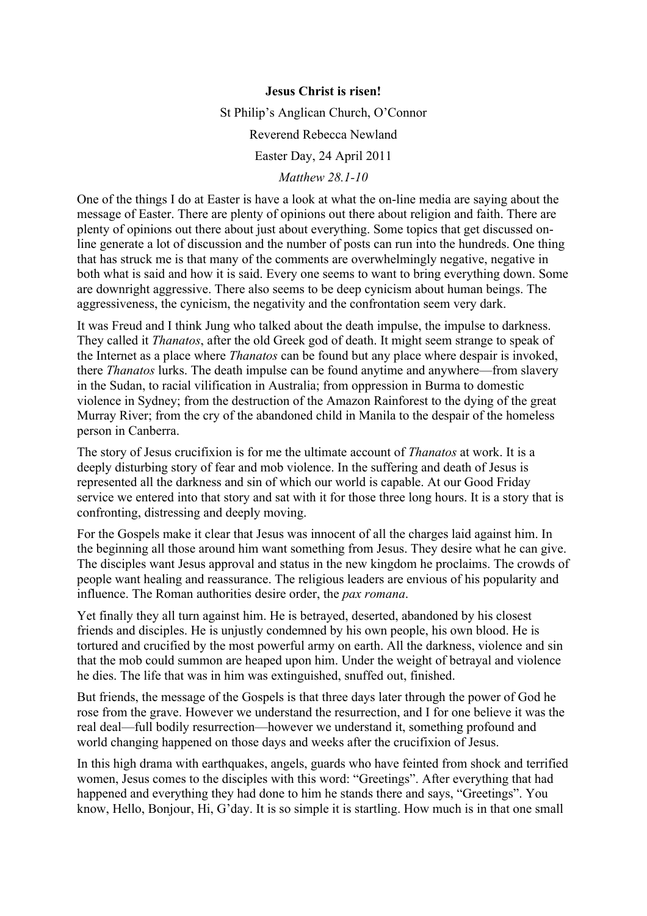**Jesus Christ is risen!**

St Philip's Anglican Church, O'Connor

Reverend Rebecca Newland

Easter Day, 24 April 2011

*Matthew 28.1-10*

One of the things I do at Easter is have a look at what the on-line media are saying about the message of Easter. There are plenty of opinions out there about religion and faith. There are plenty of opinions out there about just about everything. Some topics that get discussed on-line generate a lot of discussion and the number of posts can run into the hundreds. One thing that has struck me is that many of the comments are overwhelmingly negative, negative in both what is said and how it is said. Every one seems to want to bring everything down. Some are downright aggressive. There also seems to be deep cynicism about human beings. The aggressiveness, the cynicism, the negativity and the confrontation seem very dark.

It was Freud and I think Jung who talked about the death impulse, the impulse to darkness. They called it *Thanatos*, after the old Greek god of death. It might seem strange to speak of the Internet as a place where *Thanatos* can be found but any place where despair is invoked, there *Thanatos* lurks. The death impulse can be found anytime and anywhere—from slavery in the Sudan, to racial vilification in Australia; from oppression in Burma to domestic violence in Sydney; from the destruction of the Amazon Rainforest to the dying of the great Murray River; from the cry of the abandoned child in Manila to the despair of the homeless person in Canberra.

The story of Jesus crucifixion is for me the ultimate account of *Thanatos* at work. It is a deeply disturbing story of fear and mob violence. In the suffering and death of Jesus is represented all the darkness and sin of which our world is capable. At our Good Friday service we entered into that story and sat with it for those three long hours. It is a story that is confronting, distressing and deeply moving.

For the Gospels make it clear that Jesus was innocent of all the charges laid against him. In the beginning all those around him want something from Jesus. They desire what he can give. The disciples want Jesus approval and status in the new kingdom he proclaims. The crowds of people want healing and reassurance. The religious leaders are envious of his popularity and influence. The Roman authorities desire order, the *pax romana*.

Yet finally they all turn against him. He is betrayed, deserted, abandoned by his closest friends and disciples. He is unjustly condemned by his own people, his own blood. He is tortured and crucified by the most powerful army on earth. All the darkness, violence and sin that the mob could summon are heaped upon him. Under the weight of betrayal and violence he dies. The life that was in him was extinguished, snuffed out, finished.

But friends, the message of the Gospels is that three days later through the power of God he rose from the grave. However we understand the resurrection, and I for one believe it was the real deal—full bodily resurrection—however we understand it, something profound and world changing happened on those days and weeks after the crucifixion of Jesus.

In this high drama with earthquakes, angels, guards who have feinted from shock and terrified women, Jesus comes to the disciples with this word: "Greetings". After everything that had happened and everything they had done to him he stands there and says, "Greetings". You know, Hello, Bonjour, Hi, G'day. It is so simple it is startling. How much is in that one small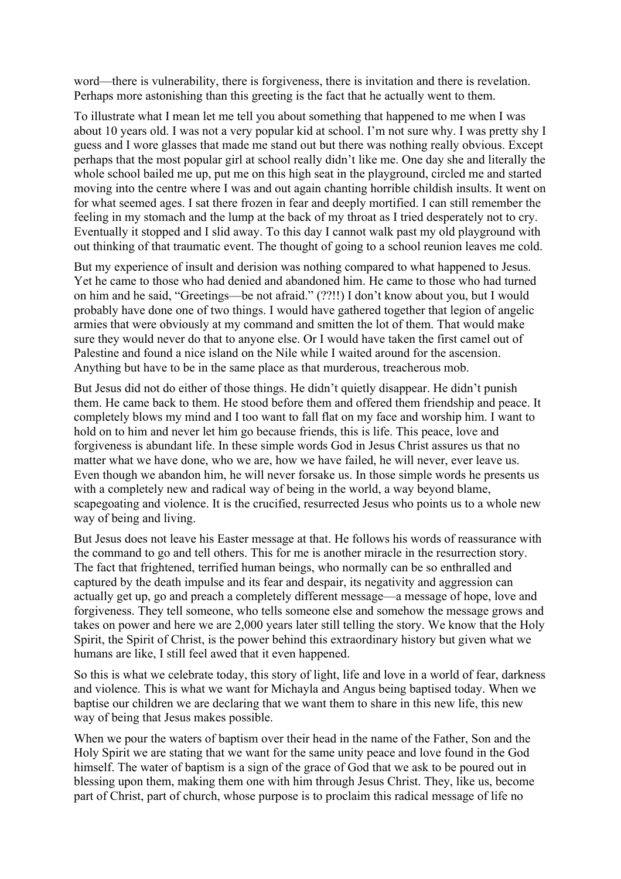word—there is vulnerability, there is forgiveness, there is invitation and there is revelation. Perhaps more astonishing than this greeting is the fact that he actually went to them.

To illustrate what I mean let me tell you about something that happened to me when I was about 10 years old. I was not a very popular kid at school. I'm not sure why. I was pretty shy I guess and I wore glasses that made me stand out but there was nothing really obvious. Except perhaps that the most popular girl at school really didn't like me. One day she and literally the whole school bailed me up, put me on this high seat in the playground, circled me and started moving into the centre where I was and out again chanting horrible childish insults. It went on for what seemed ages. I sat there frozen in fear and deeply mortified. I can still remember the feeling in my stomach and the lump at the back of my throat as I tried desperately not to cry. Eventually it stopped and I slid away. To this day I cannot walk past my old playground with out thinking of that traumatic event. The thought of going to a school reunion leaves me cold.

But my experience of insult and derision was nothing compared to what happened to Jesus. Yet he came to those who had denied and abandoned him. He came to those who had turned on him and he said, "Greetings—be not afraid." (??!!) I don't know about you, but I would probably have done one of two things. I would have gathered together that legion of angelic armies that were obviously at my command and smitten the lot of them. That would make sure they would never do that to anyone else. Or I would have taken the first camel out of Palestine and found a nice island on the Nile while I waited around for the ascension. Anything but have to be in the same place as that murderous, treacherous mob.

But Jesus did not do either of those things. He didn't quietly disappear. He didn't punish them. He came back to them. He stood before them and offered them friendship and peace. It completely blows my mind and I too want to fall flat on my face and worship him. I want to hold on to him and never let him go because friends, this is life. This peace, love and forgiveness is abundant life. In these simple words God in Jesus Christ assures us that no matter what we have done, who we are, how we have failed, he will never, ever leave us. Even though we abandon him, he will never forsake us. In those simple words he presents us with a completely new and radical way of being in the world, a way beyond blame, scapegoating and violence. It is the crucified, resurrected Jesus who points us to a whole new way of being and living.

But Jesus does not leave his Easter message at that. He follows his words of reassurance with the command to go and tell others. This for me is another miracle in the resurrection story. The fact that frightened, terrified human beings, who normally can be so enthralled and captured by the death impulse and its fear and despair, its negativity and aggression can actually get up, go and preach a completely different message—a message of hope, love and forgiveness. They tell someone, who tells someone else and somehow the message grows and takes on power and here we are 2,000 years later still telling the story. We know that the Holy Spirit, the Spirit of Christ, is the power behind this extraordinary history but given what we humans are like, I still feel awed that it even happened.

So this is what we celebrate today, this story of light, life and love in a world of fear, darkness and violence. This is what we want for Michayla and Angus being baptised today. When we baptise our children we are declaring that we want them to share in this new life, this new way of being that Jesus makes possible.

When we pour the waters of baptism over their head in the name of the Father, Son and the Holy Spirit we are stating that we want for the same unity peace and love found in the God himself. The water of baptism is a sign of the grace of God that we ask to be poured out in blessing upon them, making them one with him through Jesus Christ. They, like us, become part of Christ, part of church, whose purpose is to proclaim this radical message of life no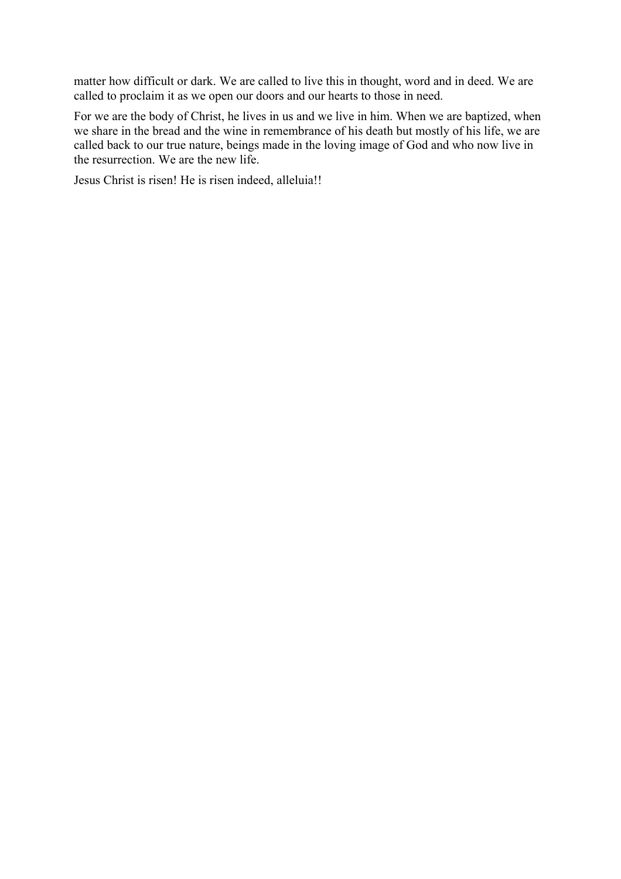matter how difficult or dark. We are called to live this in thought, word and in deed. We are called to proclaim it as we open our doors and our hearts to those in need.

For we are the body of Christ, he lives in us and we live in him. When we are baptized, when we share in the bread and the wine in remembrance of his death but mostly of his life, we are called back to our true nature, beings made in the loving image of God and who now live in the resurrection. We are the new life.

Jesus Christ is risen! He is risen indeed, alleluia!!